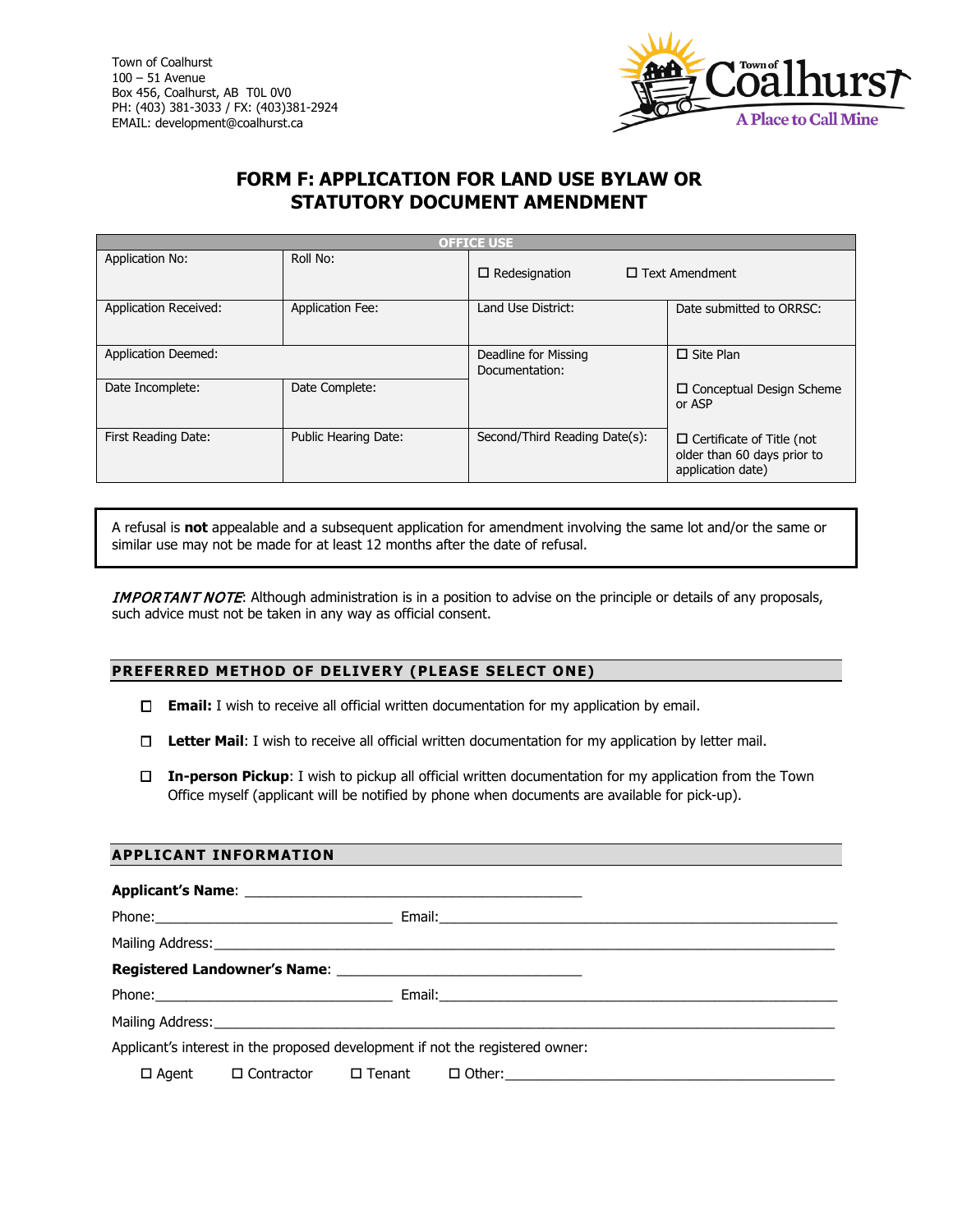Town of Coalhurst
100 – 51 Avenue
Box 456, Coalhurst, AB T0L 0V0
PH: (403) 381-3033 / FX: (403)381-2924
EMAIL: development@coalhurst.ca

# FORM F: APPLICATION FOR LAND USE BYLAW OR STATUTORY DOCUMENT AMENDMENT

| OFFICE USE | | | |
|---|---|---|---|
| Application No: | Roll No: | ☐ Redesignation ☐ Text Amendment | |
| Application Received: | Application Fee: | Land Use District: | Date submitted to ORRSC: |
| Application Deemed: | | Deadline for Missing Documentation: | ☐ Site Plan<br>☐ Conceptual Design Scheme or ASP |
| Date Incomplete: | Date Complete: | | |
| First Reading Date: | Public Hearing Date: | Second/Third Reading Date(s): | ☐ Certificate of Title (not older than 60 days prior to application date) |

A refusal is **not** appealable and a subsequent application for amendment involving the same lot and/or the same or similar use may not be made for at least 12 months after the date of refusal.

*IMPORTANT NOTE*: Although administration is in a position to advise on the principle or details of any proposals, such advice must not be taken in any way as official consent.

## PREFERRED METHOD OF DELIVERY (PLEASE SELECT ONE)

☐ **Email:** I wish to receive all official written documentation for my application by email.

☐ **Letter Mail**: I wish to receive all official written documentation for my application by letter mail.

☐ **In-person Pickup**: I wish to pickup all official written documentation for my application from the Town Office myself (applicant will be notified by phone when documents are available for pick-up).

## APPLICANT INFORMATION

**Applicant's Name**: ____________________________________________

Phone:_______________________________ Email:____________________________________________________

Mailing Address:_____________________________________________________________________________

**Registered Landowner's Name**: ________________________________

Phone:_______________________________ Email:____________________________________________________

Mailing Address:_____________________________________________________________________________

Applicant's interest in the proposed development if not the registered owner:

☐ Agent ☐ Contractor ☐ Tenant ☐ Other:___________________________________________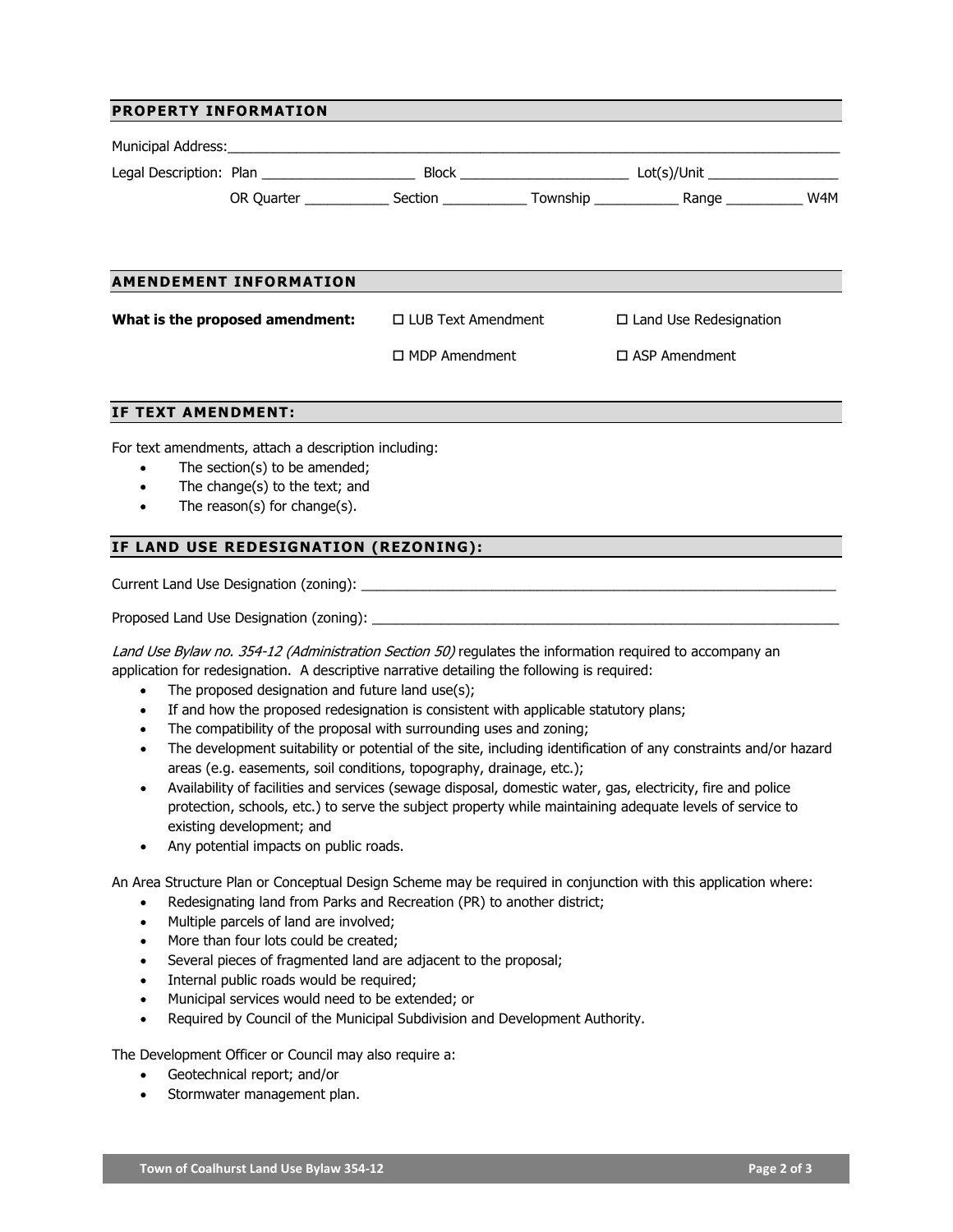## PROPERTY INFORMATION

Municipal Address:_______________________________________________________________________________

Legal Description: Plan ____________________ Block ______________________ Lot(s)/Unit _________________

OR Quarter ___________ Section ___________ Township ___________ Range __________ W4M

## AMENDEMENT INFORMATION

**What is the proposed amendment:**

☐ LUB Text Amendment ☐ Land Use Redesignation

☐ MDP Amendment ☐ ASP Amendment

## IF TEXT AMENDMENT:

For text amendments, attach a description including:

- The section(s) to be amended;
- The change(s) to the text; and
- The reason(s) for change(s).

## IF LAND USE REDESIGNATION (REZONING):

Current Land Use Designation (zoning): _________________________________________________________________

Proposed Land Use Designation (zoning): _______________________________________________________________

*Land Use Bylaw no. 354-12 (Administration Section 50)* regulates the information required to accompany an application for redesignation. A descriptive narrative detailing the following is required:

- The proposed designation and future land use(s);
- If and how the proposed redesignation is consistent with applicable statutory plans;
- The compatibility of the proposal with surrounding uses and zoning;
- The development suitability or potential of the site, including identification of any constraints and/or hazard areas (e.g. easements, soil conditions, topography, drainage, etc.);
- Availability of facilities and services (sewage disposal, domestic water, gas, electricity, fire and police protection, schools, etc.) to serve the subject property while maintaining adequate levels of service to existing development; and
- Any potential impacts on public roads.

An Area Structure Plan or Conceptual Design Scheme may be required in conjunction with this application where:

- Redesignating land from Parks and Recreation (PR) to another district;
- Multiple parcels of land are involved;
- More than four lots could be created;
- Several pieces of fragmented land are adjacent to the proposal;
- Internal public roads would be required;
- Municipal services would need to be extended; or
- Required by Council of the Municipal Subdivision and Development Authority.

The Development Officer or Council may also require a:

- Geotechnical report; and/or
- Stormwater management plan.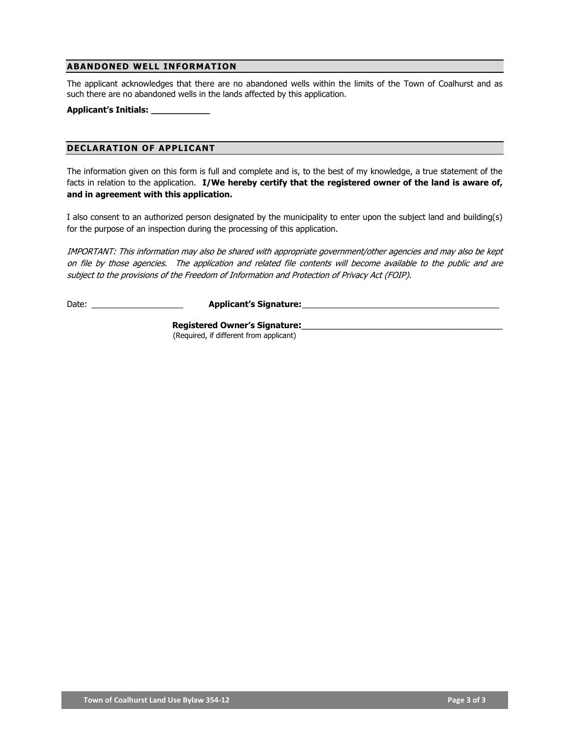## ABANDONED WELL INFORMATION

The applicant acknowledges that there are no abandoned wells within the limits of the Town of Coalhurst and as such there are no abandoned wells in the lands affected by this application.

**Applicant's Initials: ___________**

## DECLARATION OF APPLICANT

The information given on this form is full and complete and is, to the best of my knowledge, a true statement of the facts in relation to the application. **I/We hereby certify that the registered owner of the land is aware of, and in agreement with this application.**

I also consent to an authorized person designated by the municipality to enter upon the subject land and building(s) for the purpose of an inspection during the processing of this application.

*IMPORTANT: This information may also be shared with appropriate government/other agencies and may also be kept on file by those agencies. The application and related file contents will become available to the public and are subject to the provisions of the Freedom of Information and Protection of Privacy Act (FOIP).*

Date: ____________________ **Applicant's Signature:**___________________________________________

**Registered Owner's Signature:**___________________________________________
(Required, if different from applicant)